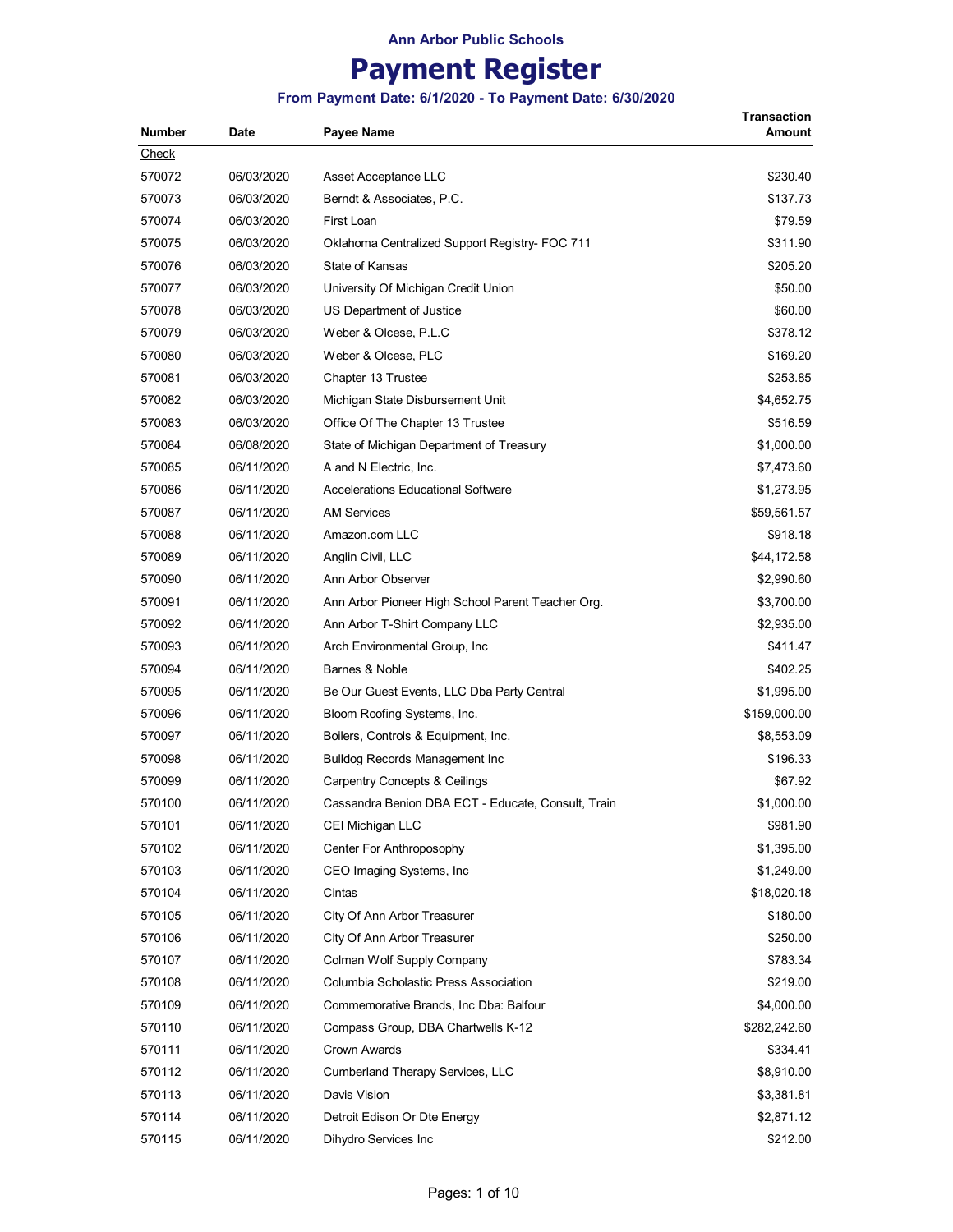**Ann Arbor Public Schools**

# Payment Register

**From Payment Date: 6/1/2020 - To Payment Date: 6/30/2020**

| Number | Date | Payee Name | Transaction Amount |
|---|---|---|---|
| Check | | | |
| 570072 | 06/03/2020 | Asset Acceptance LLC | $230.40 |
| 570073 | 06/03/2020 | Berndt & Associates, P.C. | $137.73 |
| 570074 | 06/03/2020 | First Loan | $79.59 |
| 570075 | 06/03/2020 | Oklahoma Centralized Support Registry- FOC 711 | $311.90 |
| 570076 | 06/03/2020 | State of Kansas | $205.20 |
| 570077 | 06/03/2020 | University Of Michigan Credit Union | $50.00 |
| 570078 | 06/03/2020 | US Department of Justice | $60.00 |
| 570079 | 06/03/2020 | Weber & Olcese, P.L.C | $378.12 |
| 570080 | 06/03/2020 | Weber & Olcese, PLC | $169.20 |
| 570081 | 06/03/2020 | Chapter 13 Trustee | $253.85 |
| 570082 | 06/03/2020 | Michigan State Disbursement Unit | $4,652.75 |
| 570083 | 06/03/2020 | Office Of The Chapter 13 Trustee | $516.59 |
| 570084 | 06/08/2020 | State of Michigan Department of Treasury | $1,000.00 |
| 570085 | 06/11/2020 | A and N Electric, Inc. | $7,473.60 |
| 570086 | 06/11/2020 | Accelerations Educational Software | $1,273.95 |
| 570087 | 06/11/2020 | AM Services | $59,561.57 |
| 570088 | 06/11/2020 | Amazon.com LLC | $918.18 |
| 570089 | 06/11/2020 | Anglin Civil, LLC | $44,172.58 |
| 570090 | 06/11/2020 | Ann Arbor Observer | $2,990.60 |
| 570091 | 06/11/2020 | Ann Arbor Pioneer High School Parent Teacher Org. | $3,700.00 |
| 570092 | 06/11/2020 | Ann Arbor T-Shirt Company LLC | $2,935.00 |
| 570093 | 06/11/2020 | Arch Environmental Group, Inc | $411.47 |
| 570094 | 06/11/2020 | Barnes & Noble | $402.25 |
| 570095 | 06/11/2020 | Be Our Guest Events, LLC Dba Party Central | $1,995.00 |
| 570096 | 06/11/2020 | Bloom Roofing Systems, Inc. | $159,000.00 |
| 570097 | 06/11/2020 | Boilers, Controls & Equipment, Inc. | $8,553.09 |
| 570098 | 06/11/2020 | Bulldog Records Management Inc | $196.33 |
| 570099 | 06/11/2020 | Carpentry Concepts & Ceilings | $67.92 |
| 570100 | 06/11/2020 | Cassandra Benion DBA ECT - Educate, Consult, Train | $1,000.00 |
| 570101 | 06/11/2020 | CEI Michigan LLC | $981.90 |
| 570102 | 06/11/2020 | Center For Anthroposophy | $1,395.00 |
| 570103 | 06/11/2020 | CEO Imaging Systems, Inc | $1,249.00 |
| 570104 | 06/11/2020 | Cintas | $18,020.18 |
| 570105 | 06/11/2020 | City Of Ann Arbor Treasurer | $180.00 |
| 570106 | 06/11/2020 | City Of Ann Arbor Treasurer | $250.00 |
| 570107 | 06/11/2020 | Colman Wolf Supply Company | $783.34 |
| 570108 | 06/11/2020 | Columbia Scholastic Press Association | $219.00 |
| 570109 | 06/11/2020 | Commemorative Brands, Inc Dba: Balfour | $4,000.00 |
| 570110 | 06/11/2020 | Compass Group, DBA Chartwells K-12 | $282,242.60 |
| 570111 | 06/11/2020 | Crown Awards | $334.41 |
| 570112 | 06/11/2020 | Cumberland Therapy Services, LLC | $8,910.00 |
| 570113 | 06/11/2020 | Davis Vision | $3,381.81 |
| 570114 | 06/11/2020 | Detroit Edison Or Dte Energy | $2,871.12 |
| 570115 | 06/11/2020 | Dihydro Services Inc | $212.00 |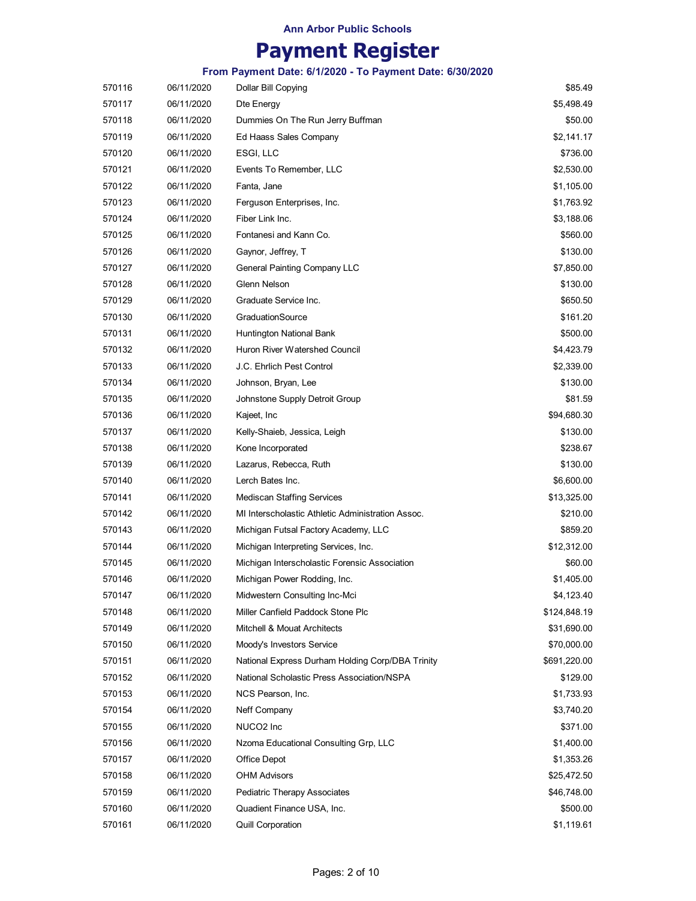# Ann Arbor Public Schools

# Payment Register

### From Payment Date: 6/1/2020 - To Payment Date: 6/30/2020

| | | | |
|---|---|---|---|
| 570116 | 06/11/2020 | Dollar Bill Copying | $85.49 |
| 570117 | 06/11/2020 | Dte Energy | $5,498.49 |
| 570118 | 06/11/2020 | Dummies On The Run Jerry Buffman | $50.00 |
| 570119 | 06/11/2020 | Ed Haass Sales Company | $2,141.17 |
| 570120 | 06/11/2020 | ESGI, LLC | $736.00 |
| 570121 | 06/11/2020 | Events To Remember, LLC | $2,530.00 |
| 570122 | 06/11/2020 | Fanta, Jane | $1,105.00 |
| 570123 | 06/11/2020 | Ferguson Enterprises, Inc. | $1,763.92 |
| 570124 | 06/11/2020 | Fiber Link Inc. | $3,188.06 |
| 570125 | 06/11/2020 | Fontanesi and Kann Co. | $560.00 |
| 570126 | 06/11/2020 | Gaynor, Jeffrey, T | $130.00 |
| 570127 | 06/11/2020 | General Painting Company LLC | $7,850.00 |
| 570128 | 06/11/2020 | Glenn Nelson | $130.00 |
| 570129 | 06/11/2020 | Graduate Service Inc. | $650.50 |
| 570130 | 06/11/2020 | GraduationSource | $161.20 |
| 570131 | 06/11/2020 | Huntington National Bank | $500.00 |
| 570132 | 06/11/2020 | Huron River Watershed Council | $4,423.79 |
| 570133 | 06/11/2020 | J.C. Ehrlich Pest Control | $2,339.00 |
| 570134 | 06/11/2020 | Johnson, Bryan, Lee | $130.00 |
| 570135 | 06/11/2020 | Johnstone Supply Detroit Group | $81.59 |
| 570136 | 06/11/2020 | Kajeet, Inc | $94,680.30 |
| 570137 | 06/11/2020 | Kelly-Shaieb, Jessica, Leigh | $130.00 |
| 570138 | 06/11/2020 | Kone Incorporated | $238.67 |
| 570139 | 06/11/2020 | Lazarus, Rebecca, Ruth | $130.00 |
| 570140 | 06/11/2020 | Lerch Bates Inc. | $6,600.00 |
| 570141 | 06/11/2020 | Mediscan Staffing Services | $13,325.00 |
| 570142 | 06/11/2020 | MI Interscholastic Athletic Administration Assoc. | $210.00 |
| 570143 | 06/11/2020 | Michigan Futsal Factory Academy, LLC | $859.20 |
| 570144 | 06/11/2020 | Michigan Interpreting Services, Inc. | $12,312.00 |
| 570145 | 06/11/2020 | Michigan Interscholastic Forensic Association | $60.00 |
| 570146 | 06/11/2020 | Michigan Power Rodding, Inc. | $1,405.00 |
| 570147 | 06/11/2020 | Midwestern Consulting Inc-Mci | $4,123.40 |
| 570148 | 06/11/2020 | Miller Canfield Paddock Stone Plc | $124,848.19 |
| 570149 | 06/11/2020 | Mitchell & Mouat Architects | $31,690.00 |
| 570150 | 06/11/2020 | Moody's Investors Service | $70,000.00 |
| 570151 | 06/11/2020 | National Express Durham Holding Corp/DBA Trinity | $691,220.00 |
| 570152 | 06/11/2020 | National Scholastic Press Association/NSPA | $129.00 |
| 570153 | 06/11/2020 | NCS Pearson, Inc. | $1,733.93 |
| 570154 | 06/11/2020 | Neff Company | $3,740.20 |
| 570155 | 06/11/2020 | NUCO2 Inc | $371.00 |
| 570156 | 06/11/2020 | Nzoma Educational Consulting Grp, LLC | $1,400.00 |
| 570157 | 06/11/2020 | Office Depot | $1,353.26 |
| 570158 | 06/11/2020 | OHM Advisors | $25,472.50 |
| 570159 | 06/11/2020 | Pediatric Therapy Associates | $46,748.00 |
| 570160 | 06/11/2020 | Quadient Finance USA, Inc. | $500.00 |
| 570161 | 06/11/2020 | Quill Corporation | $1,119.61 |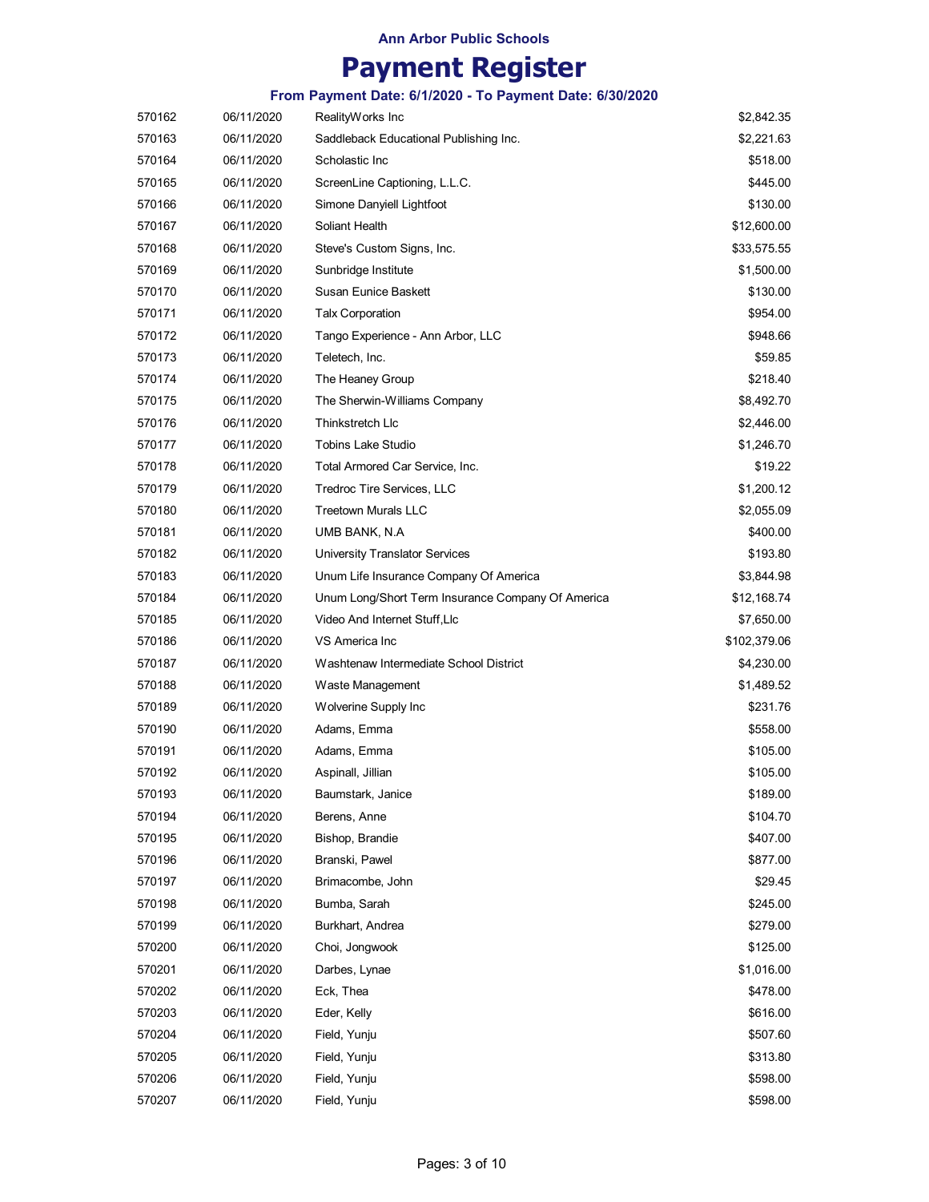Ann Arbor Public Schools

# Payment Register

### From Payment Date: 6/1/2020 - To Payment Date: 6/30/2020

| | | | |
|---|---|---|---|
| 570162 | 06/11/2020 | RealityWorks Inc | $2,842.35 |
| 570163 | 06/11/2020 | Saddleback Educational Publishing Inc. | $2,221.63 |
| 570164 | 06/11/2020 | Scholastic Inc | $518.00 |
| 570165 | 06/11/2020 | ScreenLine Captioning, L.L.C. | $445.00 |
| 570166 | 06/11/2020 | Simone Danyiell Lightfoot | $130.00 |
| 570167 | 06/11/2020 | Soliant Health | $12,600.00 |
| 570168 | 06/11/2020 | Steve's Custom Signs, Inc. | $33,575.55 |
| 570169 | 06/11/2020 | Sunbridge Institute | $1,500.00 |
| 570170 | 06/11/2020 | Susan Eunice Baskett | $130.00 |
| 570171 | 06/11/2020 | Talx Corporation | $954.00 |
| 570172 | 06/11/2020 | Tango Experience - Ann Arbor, LLC | $948.66 |
| 570173 | 06/11/2020 | Teletech, Inc. | $59.85 |
| 570174 | 06/11/2020 | The Heaney Group | $218.40 |
| 570175 | 06/11/2020 | The Sherwin-Williams Company | $8,492.70 |
| 570176 | 06/11/2020 | Thinkstretch Llc | $2,446.00 |
| 570177 | 06/11/2020 | Tobins Lake Studio | $1,246.70 |
| 570178 | 06/11/2020 | Total Armored Car Service, Inc. | $19.22 |
| 570179 | 06/11/2020 | Tredroc Tire Services, LLC | $1,200.12 |
| 570180 | 06/11/2020 | Treetown Murals LLC | $2,055.09 |
| 570181 | 06/11/2020 | UMB BANK, N.A | $400.00 |
| 570182 | 06/11/2020 | University Translator Services | $193.80 |
| 570183 | 06/11/2020 | Unum Life Insurance Company Of America | $3,844.98 |
| 570184 | 06/11/2020 | Unum Long/Short Term Insurance Company Of America | $12,168.74 |
| 570185 | 06/11/2020 | Video And Internet Stuff,Llc | $7,650.00 |
| 570186 | 06/11/2020 | VS America Inc | $102,379.06 |
| 570187 | 06/11/2020 | Washtenaw Intermediate School District | $4,230.00 |
| 570188 | 06/11/2020 | Waste Management | $1,489.52 |
| 570189 | 06/11/2020 | Wolverine Supply Inc | $231.76 |
| 570190 | 06/11/2020 | Adams, Emma | $558.00 |
| 570191 | 06/11/2020 | Adams, Emma | $105.00 |
| 570192 | 06/11/2020 | Aspinall, Jillian | $105.00 |
| 570193 | 06/11/2020 | Baumstark, Janice | $189.00 |
| 570194 | 06/11/2020 | Berens, Anne | $104.70 |
| 570195 | 06/11/2020 | Bishop, Brandie | $407.00 |
| 570196 | 06/11/2020 | Branski, Pawel | $877.00 |
| 570197 | 06/11/2020 | Brimacombe, John | $29.45 |
| 570198 | 06/11/2020 | Bumba, Sarah | $245.00 |
| 570199 | 06/11/2020 | Burkhart, Andrea | $279.00 |
| 570200 | 06/11/2020 | Choi, Jongwook | $125.00 |
| 570201 | 06/11/2020 | Darbes, Lynae | $1,016.00 |
| 570202 | 06/11/2020 | Eck, Thea | $478.00 |
| 570203 | 06/11/2020 | Eder, Kelly | $616.00 |
| 570204 | 06/11/2020 | Field, Yunju | $507.60 |
| 570205 | 06/11/2020 | Field, Yunju | $313.80 |
| 570206 | 06/11/2020 | Field, Yunju | $598.00 |
| 570207 | 06/11/2020 | Field, Yunju | $598.00 |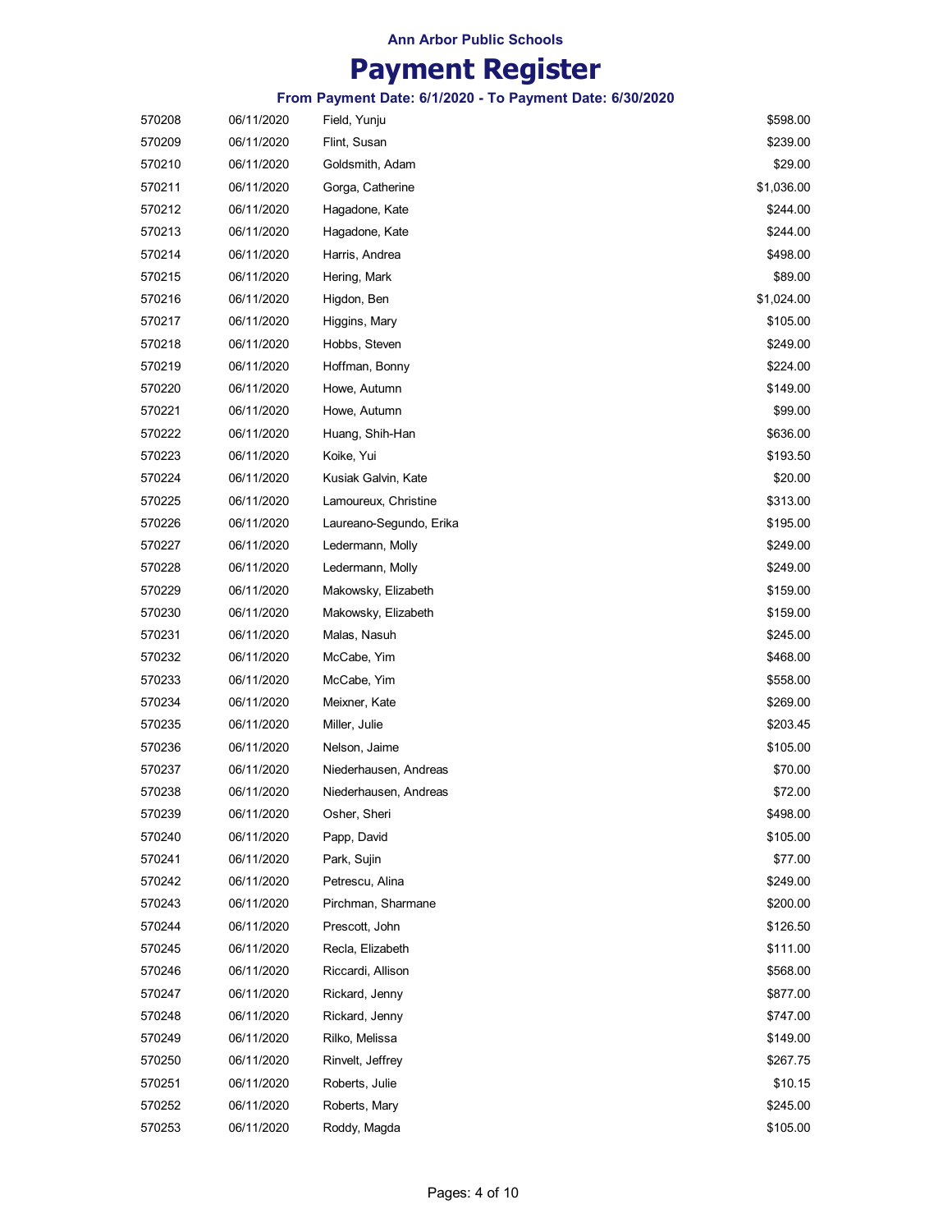**Ann Arbor Public Schools**

# Payment Register

### From Payment Date: 6/1/2020 - To Payment Date: 6/30/2020

| | | | |
|---|---|---|---|
| 570208 | 06/11/2020 | Field, Yunju | $598.00 |
| 570209 | 06/11/2020 | Flint, Susan | $239.00 |
| 570210 | 06/11/2020 | Goldsmith, Adam | $29.00 |
| 570211 | 06/11/2020 | Gorga, Catherine | $1,036.00 |
| 570212 | 06/11/2020 | Hagadone, Kate | $244.00 |
| 570213 | 06/11/2020 | Hagadone, Kate | $244.00 |
| 570214 | 06/11/2020 | Harris, Andrea | $498.00 |
| 570215 | 06/11/2020 | Hering, Mark | $89.00 |
| 570216 | 06/11/2020 | Higdon, Ben | $1,024.00 |
| 570217 | 06/11/2020 | Higgins, Mary | $105.00 |
| 570218 | 06/11/2020 | Hobbs, Steven | $249.00 |
| 570219 | 06/11/2020 | Hoffman, Bonny | $224.00 |
| 570220 | 06/11/2020 | Howe, Autumn | $149.00 |
| 570221 | 06/11/2020 | Howe, Autumn | $99.00 |
| 570222 | 06/11/2020 | Huang, Shih-Han | $636.00 |
| 570223 | 06/11/2020 | Koike, Yui | $193.50 |
| 570224 | 06/11/2020 | Kusiak Galvin, Kate | $20.00 |
| 570225 | 06/11/2020 | Lamoureux, Christine | $313.00 |
| 570226 | 06/11/2020 | Laureano-Segundo, Erika | $195.00 |
| 570227 | 06/11/2020 | Ledermann, Molly | $249.00 |
| 570228 | 06/11/2020 | Ledermann, Molly | $249.00 |
| 570229 | 06/11/2020 | Makowsky, Elizabeth | $159.00 |
| 570230 | 06/11/2020 | Makowsky, Elizabeth | $159.00 |
| 570231 | 06/11/2020 | Malas, Nasuh | $245.00 |
| 570232 | 06/11/2020 | McCabe, Yim | $468.00 |
| 570233 | 06/11/2020 | McCabe, Yim | $558.00 |
| 570234 | 06/11/2020 | Meixner, Kate | $269.00 |
| 570235 | 06/11/2020 | Miller, Julie | $203.45 |
| 570236 | 06/11/2020 | Nelson, Jaime | $105.00 |
| 570237 | 06/11/2020 | Niederhausen, Andreas | $70.00 |
| 570238 | 06/11/2020 | Niederhausen, Andreas | $72.00 |
| 570239 | 06/11/2020 | Osher, Sheri | $498.00 |
| 570240 | 06/11/2020 | Papp, David | $105.00 |
| 570241 | 06/11/2020 | Park, Sujin | $77.00 |
| 570242 | 06/11/2020 | Petrescu, Alina | $249.00 |
| 570243 | 06/11/2020 | Pirchman, Sharmane | $200.00 |
| 570244 | 06/11/2020 | Prescott, John | $126.50 |
| 570245 | 06/11/2020 | Recla, Elizabeth | $111.00 |
| 570246 | 06/11/2020 | Riccardi, Allison | $568.00 |
| 570247 | 06/11/2020 | Rickard, Jenny | $877.00 |
| 570248 | 06/11/2020 | Rickard, Jenny | $747.00 |
| 570249 | 06/11/2020 | Rilko, Melissa | $149.00 |
| 570250 | 06/11/2020 | Rinvelt, Jeffrey | $267.75 |
| 570251 | 06/11/2020 | Roberts, Julie | $10.15 |
| 570252 | 06/11/2020 | Roberts, Mary | $245.00 |
| 570253 | 06/11/2020 | Roddy, Magda | $105.00 |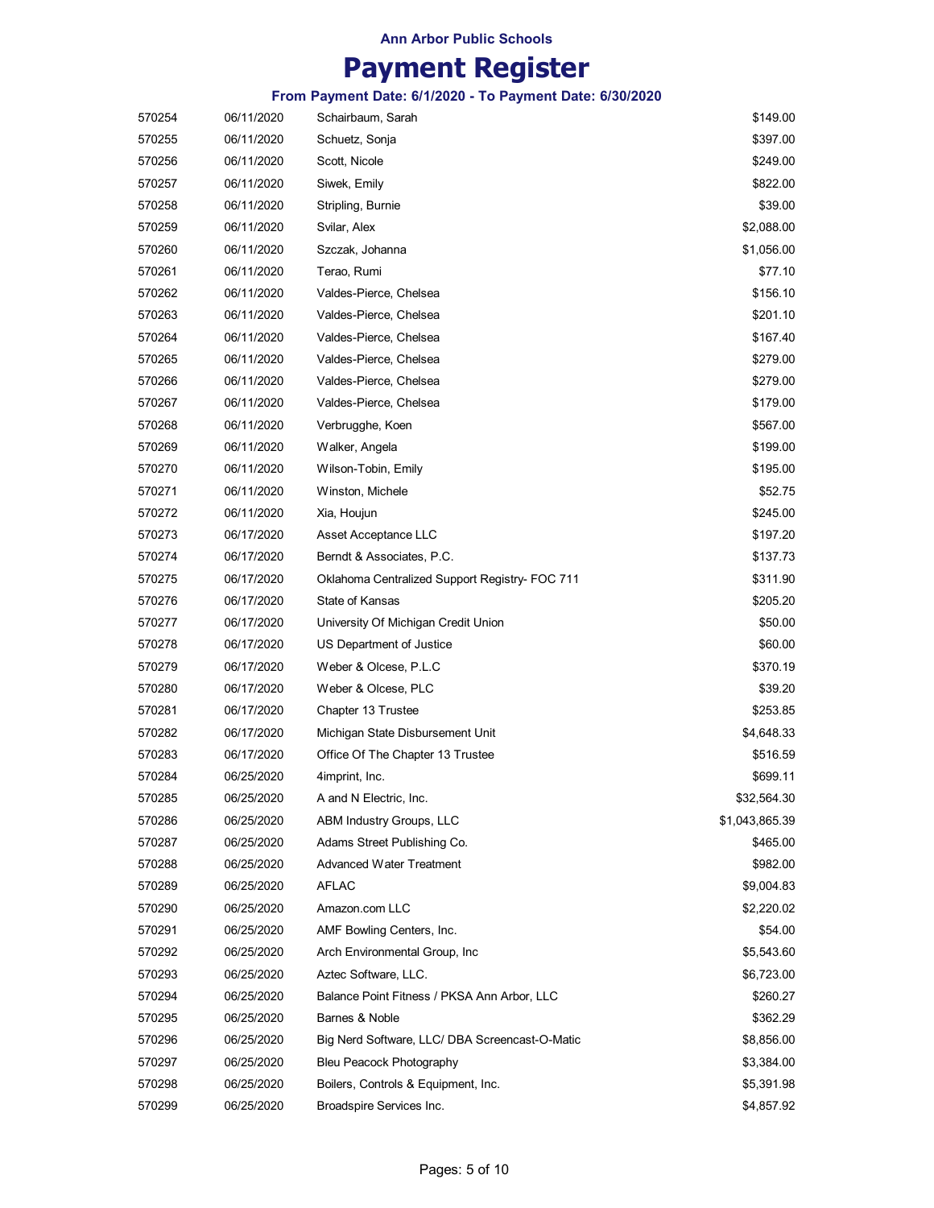**Ann Arbor Public Schools**

# Payment Register

### From Payment Date: 6/1/2020 - To Payment Date: 6/30/2020

| | | | |
|---|---|---|---|
| 570254 | 06/11/2020 | Schairbaum, Sarah | $149.00 |
| 570255 | 06/11/2020 | Schuetz, Sonja | $397.00 |
| 570256 | 06/11/2020 | Scott, Nicole | $249.00 |
| 570257 | 06/11/2020 | Siwek, Emily | $822.00 |
| 570258 | 06/11/2020 | Stripling, Burnie | $39.00 |
| 570259 | 06/11/2020 | Svilar, Alex | $2,088.00 |
| 570260 | 06/11/2020 | Szczak, Johanna | $1,056.00 |
| 570261 | 06/11/2020 | Terao, Rumi | $77.10 |
| 570262 | 06/11/2020 | Valdes-Pierce, Chelsea | $156.10 |
| 570263 | 06/11/2020 | Valdes-Pierce, Chelsea | $201.10 |
| 570264 | 06/11/2020 | Valdes-Pierce, Chelsea | $167.40 |
| 570265 | 06/11/2020 | Valdes-Pierce, Chelsea | $279.00 |
| 570266 | 06/11/2020 | Valdes-Pierce, Chelsea | $279.00 |
| 570267 | 06/11/2020 | Valdes-Pierce, Chelsea | $179.00 |
| 570268 | 06/11/2020 | Verbrugghe, Koen | $567.00 |
| 570269 | 06/11/2020 | Walker, Angela | $199.00 |
| 570270 | 06/11/2020 | Wilson-Tobin, Emily | $195.00 |
| 570271 | 06/11/2020 | Winston, Michele | $52.75 |
| 570272 | 06/11/2020 | Xia, Houjun | $245.00 |
| 570273 | 06/17/2020 | Asset Acceptance LLC | $197.20 |
| 570274 | 06/17/2020 | Berndt & Associates, P.C. | $137.73 |
| 570275 | 06/17/2020 | Oklahoma Centralized Support Registry- FOC 711 | $311.90 |
| 570276 | 06/17/2020 | State of Kansas | $205.20 |
| 570277 | 06/17/2020 | University Of Michigan Credit Union | $50.00 |
| 570278 | 06/17/2020 | US Department of Justice | $60.00 |
| 570279 | 06/17/2020 | Weber & Olcese, P.L.C | $370.19 |
| 570280 | 06/17/2020 | Weber & Olcese, PLC | $39.20 |
| 570281 | 06/17/2020 | Chapter 13 Trustee | $253.85 |
| 570282 | 06/17/2020 | Michigan State Disbursement Unit | $4,648.33 |
| 570283 | 06/17/2020 | Office Of The Chapter 13 Trustee | $516.59 |
| 570284 | 06/25/2020 | 4imprint, Inc. | $699.11 |
| 570285 | 06/25/2020 | A and N Electric, Inc. | $32,564.30 |
| 570286 | 06/25/2020 | ABM Industry Groups, LLC | $1,043,865.39 |
| 570287 | 06/25/2020 | Adams Street Publishing Co. | $465.00 |
| 570288 | 06/25/2020 | Advanced Water Treatment | $982.00 |
| 570289 | 06/25/2020 | AFLAC | $9,004.83 |
| 570290 | 06/25/2020 | Amazon.com LLC | $2,220.02 |
| 570291 | 06/25/2020 | AMF Bowling Centers, Inc. | $54.00 |
| 570292 | 06/25/2020 | Arch Environmental Group, Inc | $5,543.60 |
| 570293 | 06/25/2020 | Aztec Software, LLC. | $6,723.00 |
| 570294 | 06/25/2020 | Balance Point Fitness / PKSA Ann Arbor, LLC | $260.27 |
| 570295 | 06/25/2020 | Barnes & Noble | $362.29 |
| 570296 | 06/25/2020 | Big Nerd Software, LLC/ DBA Screencast-O-Matic | $8,856.00 |
| 570297 | 06/25/2020 | Bleu Peacock Photography | $3,384.00 |
| 570298 | 06/25/2020 | Boilers, Controls & Equipment, Inc. | $5,391.98 |
| 570299 | 06/25/2020 | Broadspire Services Inc. | $4,857.92 |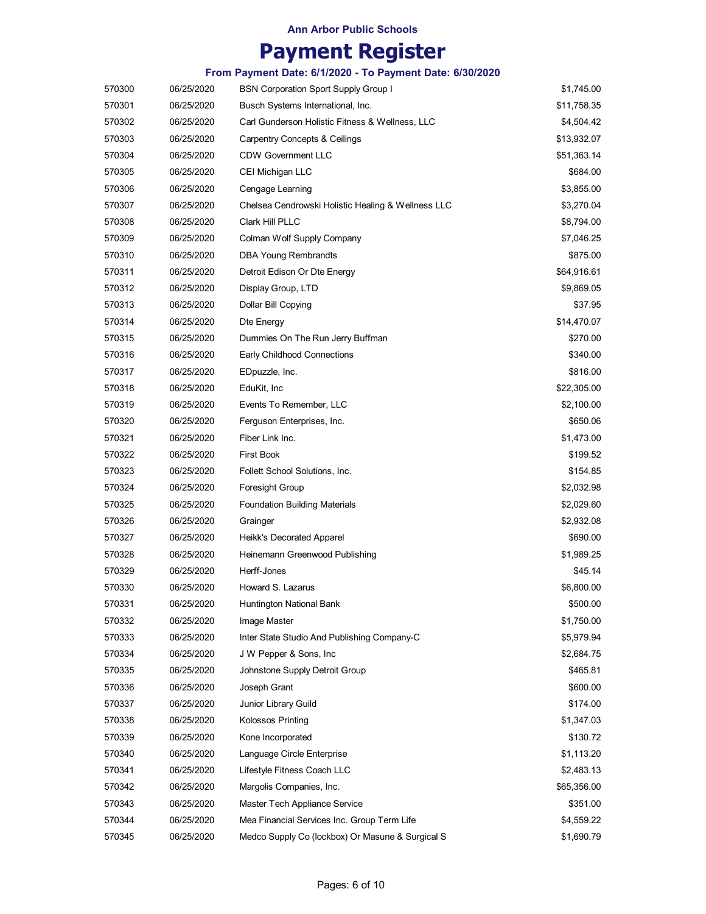**Ann Arbor Public Schools**

# Payment Register

### From Payment Date: 6/1/2020 - To Payment Date: 6/30/2020

| | | | |
|---|---|---|---|
| 570300 | 06/25/2020 | BSN Corporation Sport Supply Group I | $1,745.00 |
| 570301 | 06/25/2020 | Busch Systems International, Inc. | $11,758.35 |
| 570302 | 06/25/2020 | Carl Gunderson Holistic Fitness & Wellness, LLC | $4,504.42 |
| 570303 | 06/25/2020 | Carpentry Concepts & Ceilings | $13,932.07 |
| 570304 | 06/25/2020 | CDW Government LLC | $51,363.14 |
| 570305 | 06/25/2020 | CEI Michigan LLC | $684.00 |
| 570306 | 06/25/2020 | Cengage Learning | $3,855.00 |
| 570307 | 06/25/2020 | Chelsea Cendrowski Holistic Healing & Wellness LLC | $3,270.04 |
| 570308 | 06/25/2020 | Clark Hill PLLC | $8,794.00 |
| 570309 | 06/25/2020 | Colman Wolf Supply Company | $7,046.25 |
| 570310 | 06/25/2020 | DBA Young Rembrandts | $875.00 |
| 570311 | 06/25/2020 | Detroit Edison Or Dte Energy | $64,916.61 |
| 570312 | 06/25/2020 | Display Group, LTD | $9,869.05 |
| 570313 | 06/25/2020 | Dollar Bill Copying | $37.95 |
| 570314 | 06/25/2020 | Dte Energy | $14,470.07 |
| 570315 | 06/25/2020 | Dummies On The Run Jerry Buffman | $270.00 |
| 570316 | 06/25/2020 | Early Childhood Connections | $340.00 |
| 570317 | 06/25/2020 | EDpuzzle, Inc. | $816.00 |
| 570318 | 06/25/2020 | EduKit, Inc | $22,305.00 |
| 570319 | 06/25/2020 | Events To Remember, LLC | $2,100.00 |
| 570320 | 06/25/2020 | Ferguson Enterprises, Inc. | $650.06 |
| 570321 | 06/25/2020 | Fiber Link Inc. | $1,473.00 |
| 570322 | 06/25/2020 | First Book | $199.52 |
| 570323 | 06/25/2020 | Follett School Solutions, Inc. | $154.85 |
| 570324 | 06/25/2020 | Foresight Group | $2,032.98 |
| 570325 | 06/25/2020 | Foundation Building Materials | $2,029.60 |
| 570326 | 06/25/2020 | Grainger | $2,932.08 |
| 570327 | 06/25/2020 | Heikk's Decorated Apparel | $690.00 |
| 570328 | 06/25/2020 | Heinemann Greenwood Publishing | $1,989.25 |
| 570329 | 06/25/2020 | Herff-Jones | $45.14 |
| 570330 | 06/25/2020 | Howard S. Lazarus | $6,800.00 |
| 570331 | 06/25/2020 | Huntington National Bank | $500.00 |
| 570332 | 06/25/2020 | Image Master | $1,750.00 |
| 570333 | 06/25/2020 | Inter State Studio And Publishing Company-C | $5,979.94 |
| 570334 | 06/25/2020 | J W Pepper & Sons, Inc | $2,684.75 |
| 570335 | 06/25/2020 | Johnstone Supply Detroit Group | $465.81 |
| 570336 | 06/25/2020 | Joseph Grant | $600.00 |
| 570337 | 06/25/2020 | Junior Library Guild | $174.00 |
| 570338 | 06/25/2020 | Kolossos Printing | $1,347.03 |
| 570339 | 06/25/2020 | Kone Incorporated | $130.72 |
| 570340 | 06/25/2020 | Language Circle Enterprise | $1,113.20 |
| 570341 | 06/25/2020 | Lifestyle Fitness Coach LLC | $2,483.13 |
| 570342 | 06/25/2020 | Margolis Companies, Inc. | $65,356.00 |
| 570343 | 06/25/2020 | Master Tech Appliance Service | $351.00 |
| 570344 | 06/25/2020 | Mea Financial Services Inc. Group Term Life | $4,559.22 |
| 570345 | 06/25/2020 | Medco Supply Co (lockbox) Or Masune & Surgical S | $1,690.79 |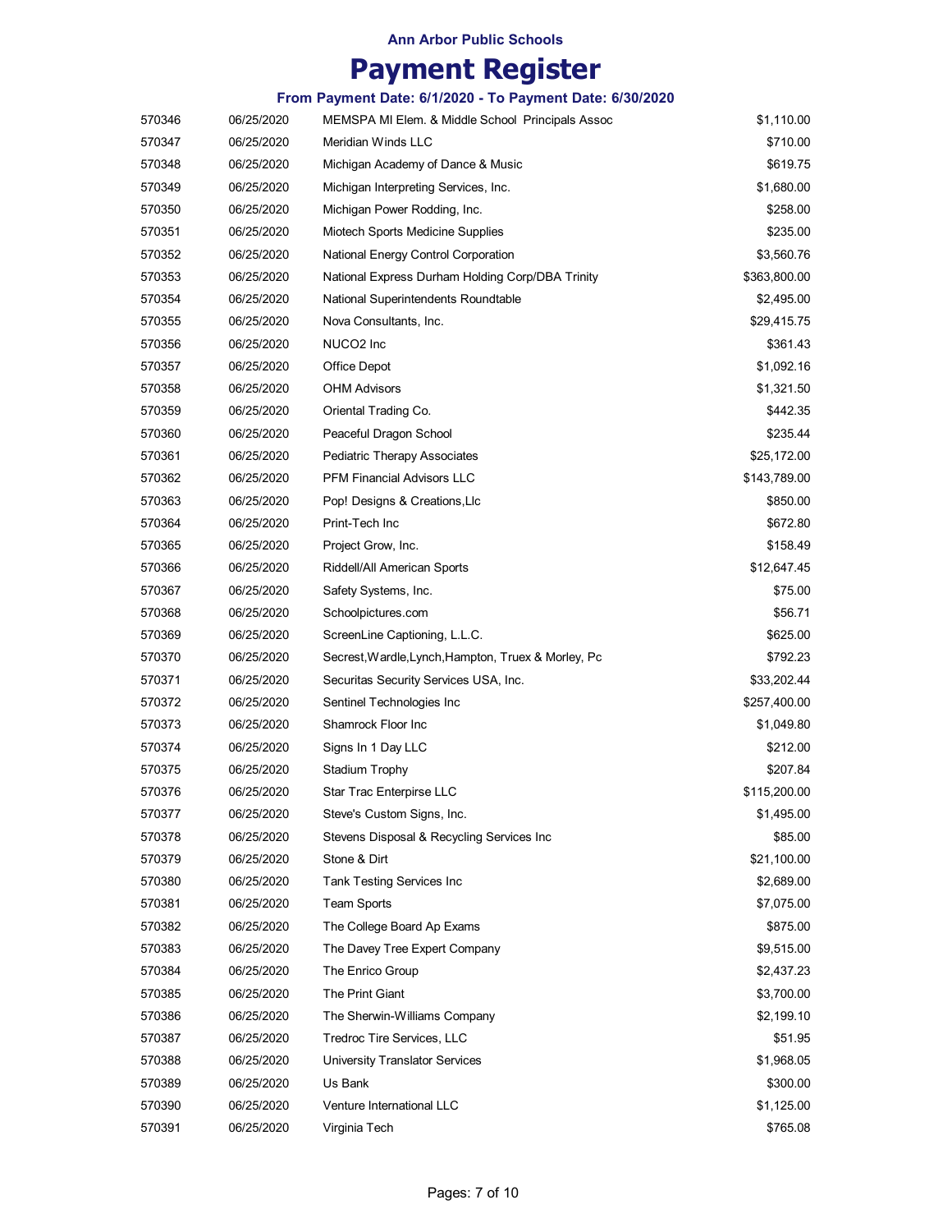Ann Arbor Public Schools

# Payment Register

### From Payment Date: 6/1/2020 - To Payment Date: 6/30/2020

| | | | |
|---|---|---|---|
| 570346 | 06/25/2020 | MEMSPA MI Elem. & Middle School Principals Assoc | $1,110.00 |
| 570347 | 06/25/2020 | Meridian Winds LLC | $710.00 |
| 570348 | 06/25/2020 | Michigan Academy of Dance & Music | $619.75 |
| 570349 | 06/25/2020 | Michigan Interpreting Services, Inc. | $1,680.00 |
| 570350 | 06/25/2020 | Michigan Power Rodding, Inc. | $258.00 |
| 570351 | 06/25/2020 | Miotech Sports Medicine Supplies | $235.00 |
| 570352 | 06/25/2020 | National Energy Control Corporation | $3,560.76 |
| 570353 | 06/25/2020 | National Express Durham Holding Corp/DBA Trinity | $363,800.00 |
| 570354 | 06/25/2020 | National Superintendents Roundtable | $2,495.00 |
| 570355 | 06/25/2020 | Nova Consultants, Inc. | $29,415.75 |
| 570356 | 06/25/2020 | NUCO2 Inc | $361.43 |
| 570357 | 06/25/2020 | Office Depot | $1,092.16 |
| 570358 | 06/25/2020 | OHM Advisors | $1,321.50 |
| 570359 | 06/25/2020 | Oriental Trading Co. | $442.35 |
| 570360 | 06/25/2020 | Peaceful Dragon School | $235.44 |
| 570361 | 06/25/2020 | Pediatric Therapy Associates | $25,172.00 |
| 570362 | 06/25/2020 | PFM Financial Advisors LLC | $143,789.00 |
| 570363 | 06/25/2020 | Pop! Designs & Creations,Llc | $850.00 |
| 570364 | 06/25/2020 | Print-Tech Inc | $672.80 |
| 570365 | 06/25/2020 | Project Grow, Inc. | $158.49 |
| 570366 | 06/25/2020 | Riddell/All American Sports | $12,647.45 |
| 570367 | 06/25/2020 | Safety Systems, Inc. | $75.00 |
| 570368 | 06/25/2020 | Schoolpictures.com | $56.71 |
| 570369 | 06/25/2020 | ScreenLine Captioning, L.L.C. | $625.00 |
| 570370 | 06/25/2020 | Secrest,Wardle,Lynch,Hampton, Truex & Morley, Pc | $792.23 |
| 570371 | 06/25/2020 | Securitas Security Services USA, Inc. | $33,202.44 |
| 570372 | 06/25/2020 | Sentinel Technologies Inc | $257,400.00 |
| 570373 | 06/25/2020 | Shamrock Floor Inc | $1,049.80 |
| 570374 | 06/25/2020 | Signs In 1 Day LLC | $212.00 |
| 570375 | 06/25/2020 | Stadium Trophy | $207.84 |
| 570376 | 06/25/2020 | Star Trac Enterpirse LLC | $115,200.00 |
| 570377 | 06/25/2020 | Steve's Custom Signs, Inc. | $1,495.00 |
| 570378 | 06/25/2020 | Stevens Disposal & Recycling Services Inc | $85.00 |
| 570379 | 06/25/2020 | Stone & Dirt | $21,100.00 |
| 570380 | 06/25/2020 | Tank Testing Services Inc | $2,689.00 |
| 570381 | 06/25/2020 | Team Sports | $7,075.00 |
| 570382 | 06/25/2020 | The College Board Ap Exams | $875.00 |
| 570383 | 06/25/2020 | The Davey Tree Expert Company | $9,515.00 |
| 570384 | 06/25/2020 | The Enrico Group | $2,437.23 |
| 570385 | 06/25/2020 | The Print Giant | $3,700.00 |
| 570386 | 06/25/2020 | The Sherwin-Williams Company | $2,199.10 |
| 570387 | 06/25/2020 | Tredroc Tire Services, LLC | $51.95 |
| 570388 | 06/25/2020 | University Translator Services | $1,968.05 |
| 570389 | 06/25/2020 | Us Bank | $300.00 |
| 570390 | 06/25/2020 | Venture International LLC | $1,125.00 |
| 570391 | 06/25/2020 | Virginia Tech | $765.08 |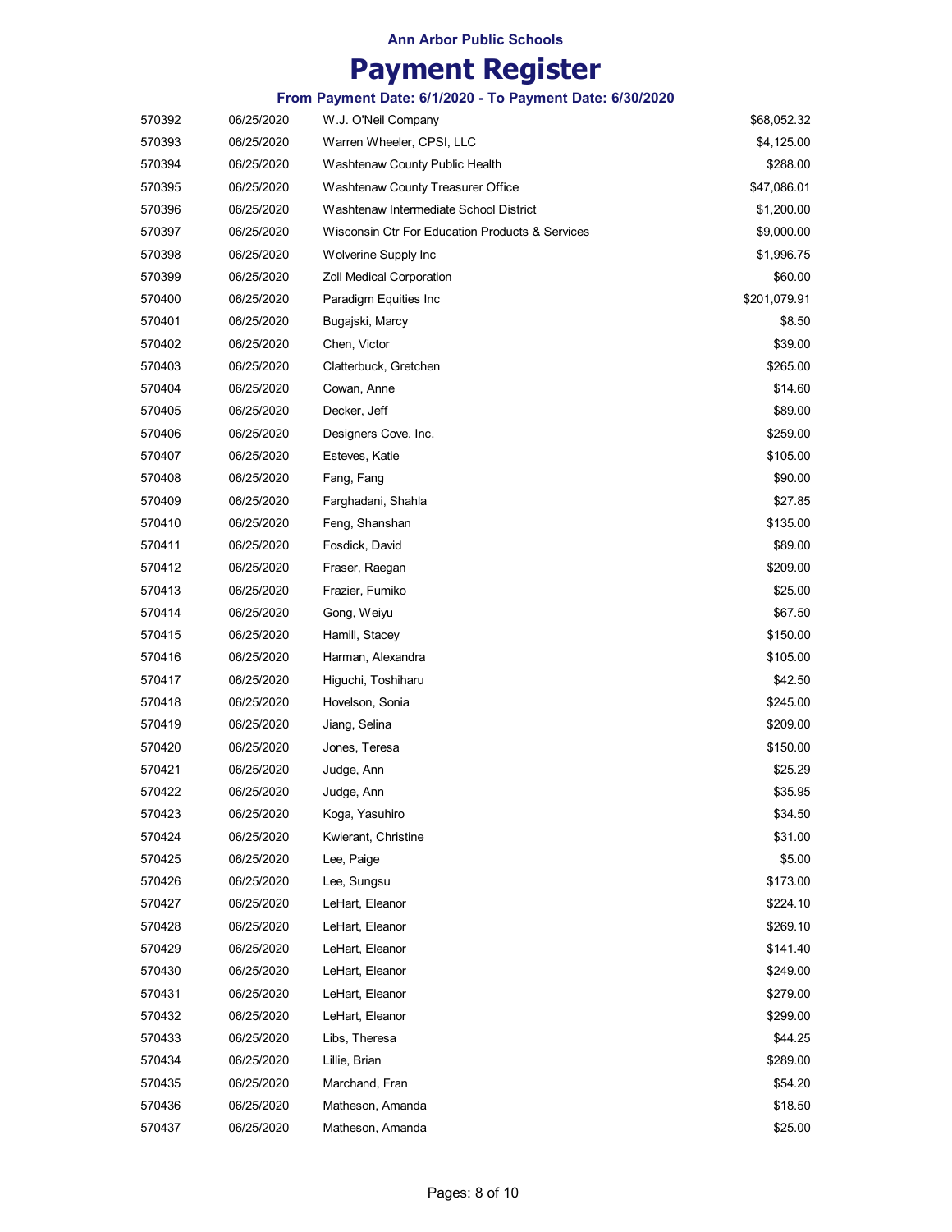Ann Arbor Public Schools

# Payment Register

### From Payment Date: 6/1/2020 - To Payment Date: 6/30/2020

| | | | |
|---|---|---|---|
| 570392 | 06/25/2020 | W.J. O'Neil Company | $68,052.32 |
| 570393 | 06/25/2020 | Warren Wheeler, CPSI, LLC | $4,125.00 |
| 570394 | 06/25/2020 | Washtenaw County Public Health | $288.00 |
| 570395 | 06/25/2020 | Washtenaw County Treasurer Office | $47,086.01 |
| 570396 | 06/25/2020 | Washtenaw Intermediate School District | $1,200.00 |
| 570397 | 06/25/2020 | Wisconsin Ctr For Education Products & Services | $9,000.00 |
| 570398 | 06/25/2020 | Wolverine Supply Inc | $1,996.75 |
| 570399 | 06/25/2020 | Zoll Medical Corporation | $60.00 |
| 570400 | 06/25/2020 | Paradigm Equities Inc | $201,079.91 |
| 570401 | 06/25/2020 | Bugajski, Marcy | $8.50 |
| 570402 | 06/25/2020 | Chen, Victor | $39.00 |
| 570403 | 06/25/2020 | Clatterbuck, Gretchen | $265.00 |
| 570404 | 06/25/2020 | Cowan, Anne | $14.60 |
| 570405 | 06/25/2020 | Decker, Jeff | $89.00 |
| 570406 | 06/25/2020 | Designers Cove, Inc. | $259.00 |
| 570407 | 06/25/2020 | Esteves, Katie | $105.00 |
| 570408 | 06/25/2020 | Fang, Fang | $90.00 |
| 570409 | 06/25/2020 | Farghadani, Shahla | $27.85 |
| 570410 | 06/25/2020 | Feng, Shanshan | $135.00 |
| 570411 | 06/25/2020 | Fosdick, David | $89.00 |
| 570412 | 06/25/2020 | Fraser, Raegan | $209.00 |
| 570413 | 06/25/2020 | Frazier, Fumiko | $25.00 |
| 570414 | 06/25/2020 | Gong, Weiyu | $67.50 |
| 570415 | 06/25/2020 | Hamill, Stacey | $150.00 |
| 570416 | 06/25/2020 | Harman, Alexandra | $105.00 |
| 570417 | 06/25/2020 | Higuchi, Toshiharu | $42.50 |
| 570418 | 06/25/2020 | Hovelson, Sonia | $245.00 |
| 570419 | 06/25/2020 | Jiang, Selina | $209.00 |
| 570420 | 06/25/2020 | Jones, Teresa | $150.00 |
| 570421 | 06/25/2020 | Judge, Ann | $25.29 |
| 570422 | 06/25/2020 | Judge, Ann | $35.95 |
| 570423 | 06/25/2020 | Koga, Yasuhiro | $34.50 |
| 570424 | 06/25/2020 | Kwierant, Christine | $31.00 |
| 570425 | 06/25/2020 | Lee, Paige | $5.00 |
| 570426 | 06/25/2020 | Lee, Sungsu | $173.00 |
| 570427 | 06/25/2020 | LeHart, Eleanor | $224.10 |
| 570428 | 06/25/2020 | LeHart, Eleanor | $269.10 |
| 570429 | 06/25/2020 | LeHart, Eleanor | $141.40 |
| 570430 | 06/25/2020 | LeHart, Eleanor | $249.00 |
| 570431 | 06/25/2020 | LeHart, Eleanor | $279.00 |
| 570432 | 06/25/2020 | LeHart, Eleanor | $299.00 |
| 570433 | 06/25/2020 | Libs, Theresa | $44.25 |
| 570434 | 06/25/2020 | Lillie, Brian | $289.00 |
| 570435 | 06/25/2020 | Marchand, Fran | $54.20 |
| 570436 | 06/25/2020 | Matheson, Amanda | $18.50 |
| 570437 | 06/25/2020 | Matheson, Amanda | $25.00 |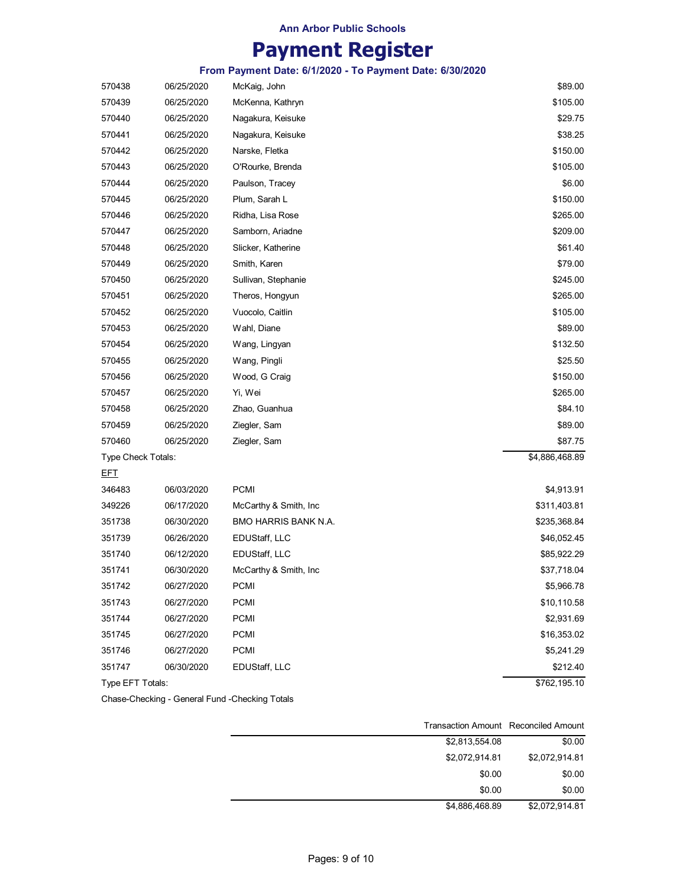Ann Arbor Public Schools

# Payment Register

### From Payment Date: 6/1/2020 - To Payment Date: 6/30/2020

| | | | |
|---|---|---|---|
| 570438 | 06/25/2020 | McKaig, John | $89.00 |
| 570439 | 06/25/2020 | McKenna, Kathryn | $105.00 |
| 570440 | 06/25/2020 | Nagakura, Keisuke | $29.75 |
| 570441 | 06/25/2020 | Nagakura, Keisuke | $38.25 |
| 570442 | 06/25/2020 | Narske, Fletka | $150.00 |
| 570443 | 06/25/2020 | O'Rourke, Brenda | $105.00 |
| 570444 | 06/25/2020 | Paulson, Tracey | $6.00 |
| 570445 | 06/25/2020 | Plum, Sarah L | $150.00 |
| 570446 | 06/25/2020 | Ridha, Lisa Rose | $265.00 |
| 570447 | 06/25/2020 | Samborn, Ariadne | $209.00 |
| 570448 | 06/25/2020 | Slicker, Katherine | $61.40 |
| 570449 | 06/25/2020 | Smith, Karen | $79.00 |
| 570450 | 06/25/2020 | Sullivan, Stephanie | $245.00 |
| 570451 | 06/25/2020 | Theros, Hongyun | $265.00 |
| 570452 | 06/25/2020 | Vuocolo, Caitlin | $105.00 |
| 570453 | 06/25/2020 | Wahl, Diane | $89.00 |
| 570454 | 06/25/2020 | Wang, Lingyan | $132.50 |
| 570455 | 06/25/2020 | Wang, Pingli | $25.50 |
| 570456 | 06/25/2020 | Wood, G Craig | $150.00 |
| 570457 | 06/25/2020 | Yi, Wei | $265.00 |
| 570458 | 06/25/2020 | Zhao, Guanhua | $84.10 |
| 570459 | 06/25/2020 | Ziegler, Sam | $89.00 |
| 570460 | 06/25/2020 | Ziegler, Sam | $87.75 |
| Type Check Totals: | | | $4,886,468.89 |

EFT

| | | | |
|---|---|---|---|
| 346483 | 06/03/2020 | PCMI | $4,913.91 |
| 349226 | 06/17/2020 | McCarthy & Smith, Inc | $311,403.81 |
| 351738 | 06/30/2020 | BMO HARRIS BANK N.A. | $235,368.84 |
| 351739 | 06/26/2020 | EDUStaff, LLC | $46,052.45 |
| 351740 | 06/12/2020 | EDUStaff, LLC | $85,922.29 |
| 351741 | 06/30/2020 | McCarthy & Smith, Inc | $37,718.04 |
| 351742 | 06/27/2020 | PCMI | $5,966.78 |
| 351743 | 06/27/2020 | PCMI | $10,110.58 |
| 351744 | 06/27/2020 | PCMI | $2,931.69 |
| 351745 | 06/27/2020 | PCMI | $16,353.02 |
| 351746 | 06/27/2020 | PCMI | $5,241.29 |
| 351747 | 06/30/2020 | EDUStaff, LLC | $212.40 |
| Type EFT Totals: | | | $762,195.10 |

Chase-Checking - General Fund -Checking Totals

| Transaction Amount | Reconciled Amount |
|---|---|
| $2,813,554.08 | $0.00 |
| $2,072,914.81 | $2,072,914.81 |
| $0.00 | $0.00 |
| $0.00 | $0.00 |
| $4,886,468.89 | $2,072,914.81 |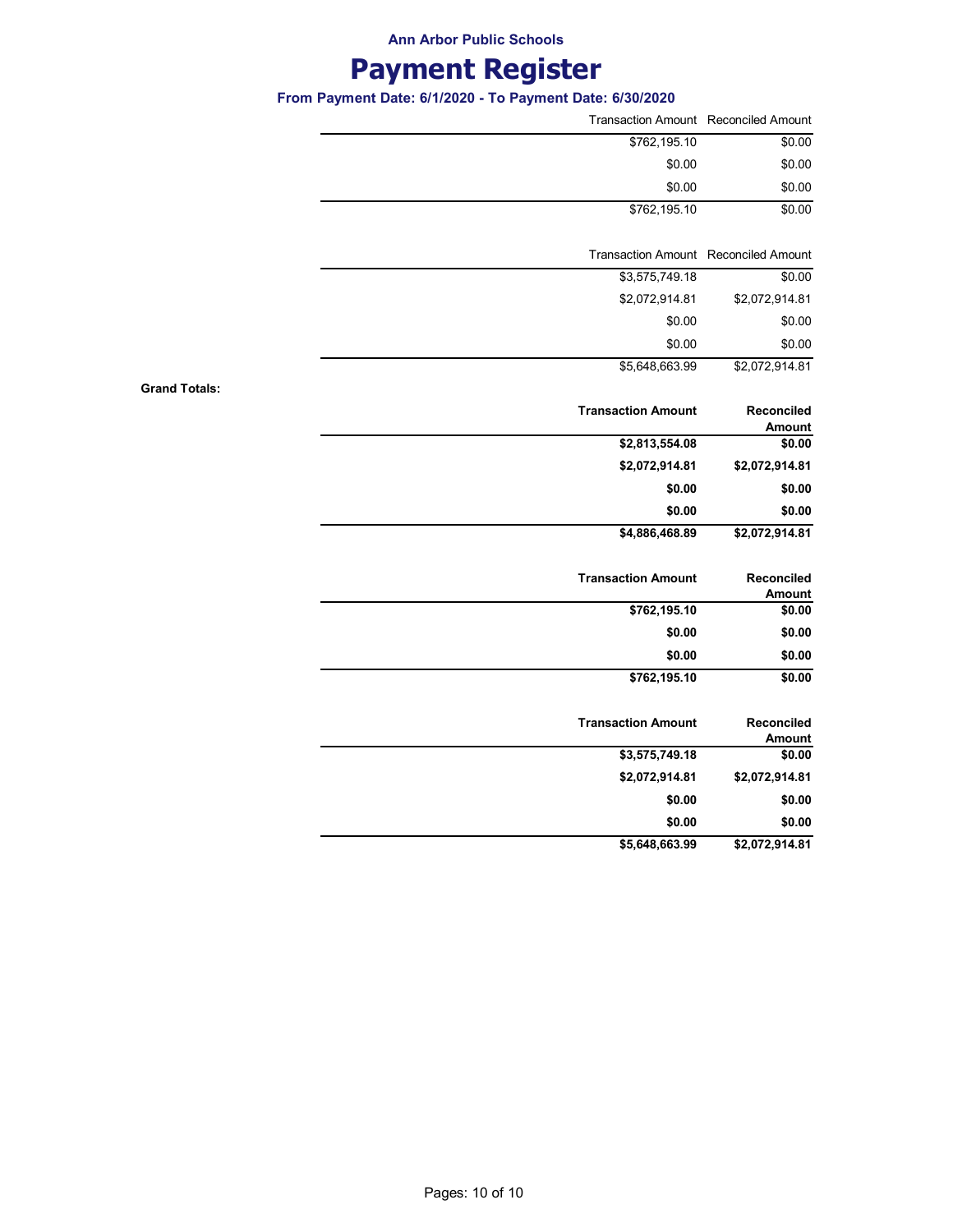Ann Arbor Public Schools

# Payment Register

**From Payment Date: 6/1/2020 - To Payment Date: 6/30/2020**

| Transaction Amount | Reconciled Amount |
|---|---|
| $762,195.10 | $0.00 |
| $0.00 | $0.00 |
| $0.00 | $0.00 |
| $762,195.10 | $0.00 |

| Transaction Amount | Reconciled Amount |
|---|---|
| $3,575,749.18 | $0.00 |
| $2,072,914.81 | $2,072,914.81 |
| $0.00 | $0.00 |
| $0.00 | $0.00 |
| $5,648,663.99 | $2,072,914.81 |

**Grand Totals:**

| **Transaction Amount** | **Reconciled Amount** |
|---|---|
| **$2,813,554.08** | **$0.00** |
| **$2,072,914.81** | **$2,072,914.81** |
| **$0.00** | **$0.00** |
| **$0.00** | **$0.00** |
| **$4,886,468.89** | **$2,072,914.81** |

| **Transaction Amount** | **Reconciled Amount** |
|---|---|
| **$762,195.10** | **$0.00** |
| **$0.00** | **$0.00** |
| **$0.00** | **$0.00** |
| **$762,195.10** | **$0.00** |

| **Transaction Amount** | **Reconciled Amount** |
|---|---|
| **$3,575,749.18** | **$0.00** |
| **$2,072,914.81** | **$2,072,914.81** |
| **$0.00** | **$0.00** |
| **$0.00** | **$0.00** |
| **$5,648,663.99** | **$2,072,914.81** |